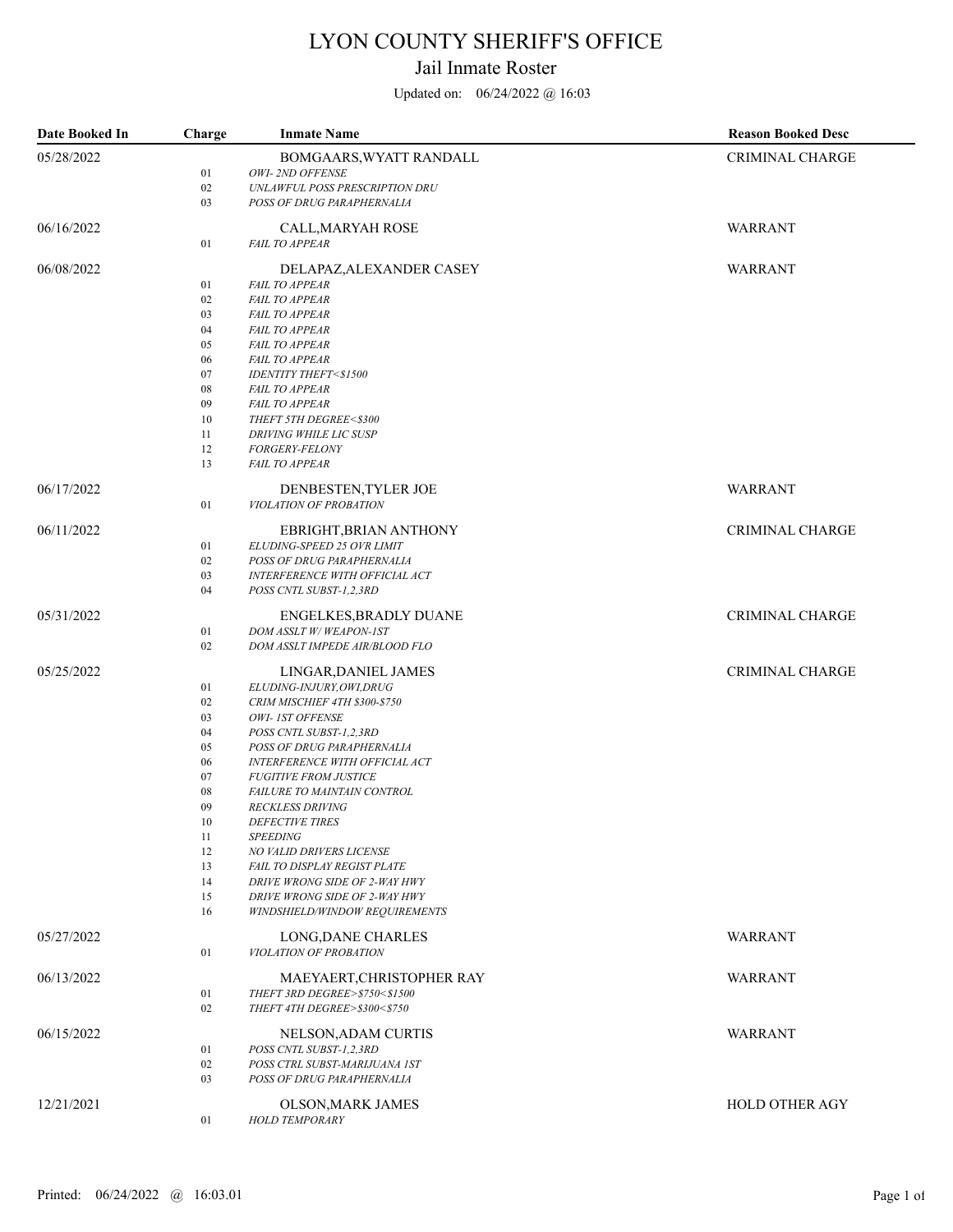# LYON COUNTY SHERIFF'S OFFICE

## Jail Inmate Roster

Updated on: 06/24/2022 @ 16:03

| Date Booked In | Charge | Inmate Name | Reason Booked Desc |
|---|---|---|---|
| 05/28/2022 | | BOMGAARS,WYATT RANDALL | CRIMINAL CHARGE |
| | 01 | *OWI- 2ND OFFENSE* | |
| | 02 | *UNLAWFUL POSS PRESCRIPTION DRU* | |
| | 03 | *POSS OF DRUG PARAPHERNALIA* | |
| 06/16/2022 | | CALL,MARYAH ROSE | WARRANT |
| | 01 | *FAIL TO APPEAR* | |
| 06/08/2022 | | DELAPAZ,ALEXANDER CASEY | WARRANT |
| | 01 | *FAIL TO APPEAR* | |
| | 02 | *FAIL TO APPEAR* | |
| | 03 | *FAIL TO APPEAR* | |
| | 04 | *FAIL TO APPEAR* | |
| | 05 | *FAIL TO APPEAR* | |
| | 06 | *FAIL TO APPEAR* | |
| | 07 | *IDENTITY THEFT<$1500* | |
| | 08 | *FAIL TO APPEAR* | |
| | 09 | *FAIL TO APPEAR* | |
| | 10 | *THEFT 5TH DEGREE<$300* | |
| | 11 | *DRIVING WHILE LIC SUSP* | |
| | 12 | *FORGERY-FELONY* | |
| | 13 | *FAIL TO APPEAR* | |
| 06/17/2022 | | DENBESTEN,TYLER JOE | WARRANT |
| | 01 | *VIOLATION OF PROBATION* | |
| 06/11/2022 | | EBRIGHT,BRIAN ANTHONY | CRIMINAL CHARGE |
| | 01 | *ELUDING-SPEED 25 OVR LIMIT* | |
| | 02 | *POSS OF DRUG PARAPHERNALIA* | |
| | 03 | *INTERFERENCE WITH OFFICIAL ACT* | |
| | 04 | *POSS CNTL SUBST-1,2,3RD* | |
| 05/31/2022 | | ENGELKES,BRADLY DUANE | CRIMINAL CHARGE |
| | 01 | *DOM ASSLT W/ WEAPON-1ST* | |
| | 02 | *DOM ASSLT IMPEDE AIR/BLOOD FLO* | |
| 05/25/2022 | | LINGAR,DANIEL JAMES | CRIMINAL CHARGE |
| | 01 | *ELUDING-INJURY,OWI,DRUG* | |
| | 02 | *CRIM MISCHIEF 4TH $300-$750* | |
| | 03 | *OWI- 1ST OFFENSE* | |
| | 04 | *POSS CNTL SUBST-1,2,3RD* | |
| | 05 | *POSS OF DRUG PARAPHERNALIA* | |
| | 06 | *INTERFERENCE WITH OFFICIAL ACT* | |
| | 07 | *FUGITIVE FROM JUSTICE* | |
| | 08 | *FAILURE TO MAINTAIN CONTROL* | |
| | 09 | *RECKLESS DRIVING* | |
| | 10 | *DEFECTIVE TIRES* | |
| | 11 | *SPEEDING* | |
| | 12 | *NO VALID DRIVERS LICENSE* | |
| | 13 | *FAIL TO DISPLAY REGIST PLATE* | |
| | 14 | *DRIVE WRONG SIDE OF 2-WAY HWY* | |
| | 15 | *DRIVE WRONG SIDE OF 2-WAY HWY* | |
| | 16 | *WINDSHIELD/WINDOW REQUIREMENTS* | |
| 05/27/2022 | | LONG,DANE CHARLES | WARRANT |
| | 01 | *VIOLATION OF PROBATION* | |
| 06/13/2022 | | MAEYAERT,CHRISTOPHER RAY | WARRANT |
| | 01 | *THEFT 3RD DEGREE>$750<$1500* | |
| | 02 | *THEFT 4TH DEGREE>$300<$750* | |
| 06/15/2022 | | NELSON,ADAM CURTIS | WARRANT |
| | 01 | *POSS CNTL SUBST-1,2,3RD* | |
| | 02 | *POSS CTRL SUBST-MARIJUANA 1ST* | |
| | 03 | *POSS OF DRUG PARAPHERNALIA* | |
| 12/21/2021 | | OLSON,MARK JAMES | HOLD OTHER AGY |
| | 01 | *HOLD TEMPORARY* | |

Printed: 06/24/2022 @ 16:03.01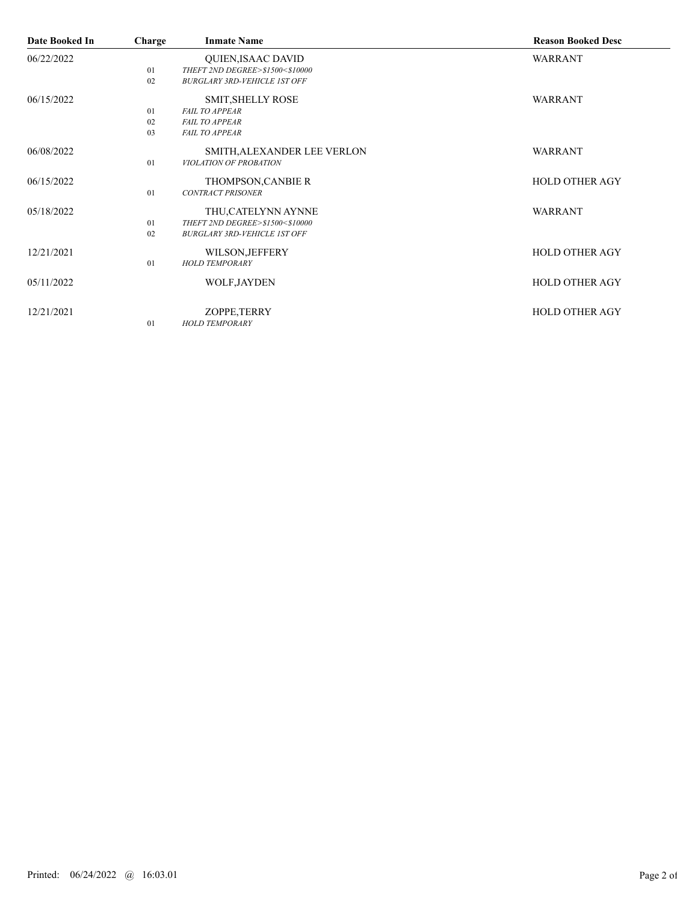| Date Booked In | Charge | Inmate Name | Reason Booked Desc |
|---|---|---|---|
| 06/22/2022 | | QUIEN,ISAAC DAVID | WARRANT |
| | 01 | *THEFT 2ND DEGREE>$1500<$10000* | |
| | 02 | *BURGLARY 3RD-VEHICLE 1ST OFF* | |
| 06/15/2022 | | SMIT,SHELLY ROSE | WARRANT |
| | 01 | *FAIL TO APPEAR* | |
| | 02 | *FAIL TO APPEAR* | |
| | 03 | *FAIL TO APPEAR* | |
| 06/08/2022 | | SMITH,ALEXANDER LEE VERLON | WARRANT |
| | 01 | *VIOLATION OF PROBATION* | |
| 06/15/2022 | | THOMPSON,CANBIE R | HOLD OTHER AGY |
| | 01 | *CONTRACT PRISONER* | |
| 05/18/2022 | | THU,CATELYNN AYNNE | WARRANT |
| | 01 | *THEFT 2ND DEGREE>$1500<$10000* | |
| | 02 | *BURGLARY 3RD-VEHICLE 1ST OFF* | |
| 12/21/2021 | | WILSON,JEFFERY | HOLD OTHER AGY |
| | 01 | *HOLD TEMPORARY* | |
| 05/11/2022 | | WOLF,JAYDEN | HOLD OTHER AGY |
| 12/21/2021 | | ZOPPE,TERRY | HOLD OTHER AGY |
| | 01 | *HOLD TEMPORARY* | |

Printed: 06/24/2022 @ 16:03.01